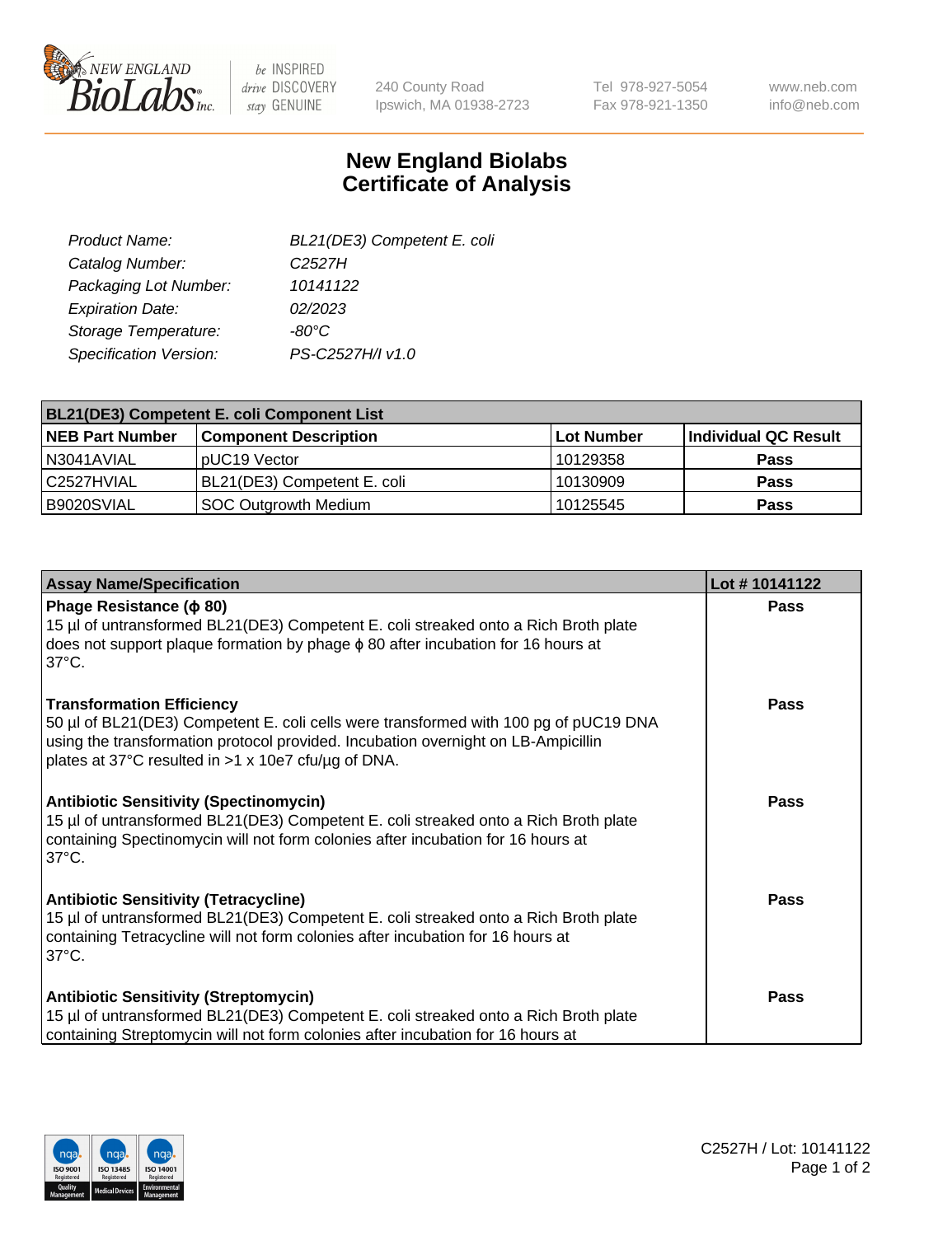# New England Biolabs Certificate of Analysis

| | |
|---|---|
| *Product Name:* | *BL21(DE3) Competent E. coli* |
| *Catalog Number:* | *C2527H* |
| *Packaging Lot Number:* | *10141122* |
| *Expiration Date:* | *02/2023* |
| *Storage Temperature:* | *-80°C* |
| *Specification Version:* | *PS-C2527H/I v1.0* |

| BL21(DE3) Competent E. coli Component List | | | |
|---|---|---|---|
| **NEB Part Number** | **Component Description** | **Lot Number** | **Individual QC Result** |
| N3041AVIAL | pUC19 Vector | 10129358 | **Pass** |
| C2527HVIAL | BL21(DE3) Competent E. coli | 10130909 | **Pass** |
| B9020SVIAL | SOC Outgrowth Medium | 10125545 | **Pass** |

| Assay Name/Specification | Lot # 10141122 |
|---|---|
| **Phage Resistance (ϕ 80)**<br>15 µl of untransformed BL21(DE3) Competent E. coli streaked onto a Rich Broth plate does not support plaque formation by phage ϕ 80 after incubation for 16 hours at 37°C. | **Pass** |
| **Transformation Efficiency**<br>50 µl of BL21(DE3) Competent E. coli cells were transformed with 100 pg of pUC19 DNA using the transformation protocol provided. Incubation overnight on LB-Ampicillin plates at 37°C resulted in >1 x 10e7 cfu/µg of DNA. | **Pass** |
| **Antibiotic Sensitivity (Spectinomycin)**<br>15 µl of untransformed BL21(DE3) Competent E. coli streaked onto a Rich Broth plate containing Spectinomycin will not form colonies after incubation for 16 hours at 37°C. | **Pass** |
| **Antibiotic Sensitivity (Tetracycline)**<br>15 µl of untransformed BL21(DE3) Competent E. coli streaked onto a Rich Broth plate containing Tetracycline will not form colonies after incubation for 16 hours at 37°C. | **Pass** |
| **Antibiotic Sensitivity (Streptomycin)**<br>15 µl of untransformed BL21(DE3) Competent E. coli streaked onto a Rich Broth plate containing Streptomycin will not form colonies after incubation for 16 hours at | **Pass** |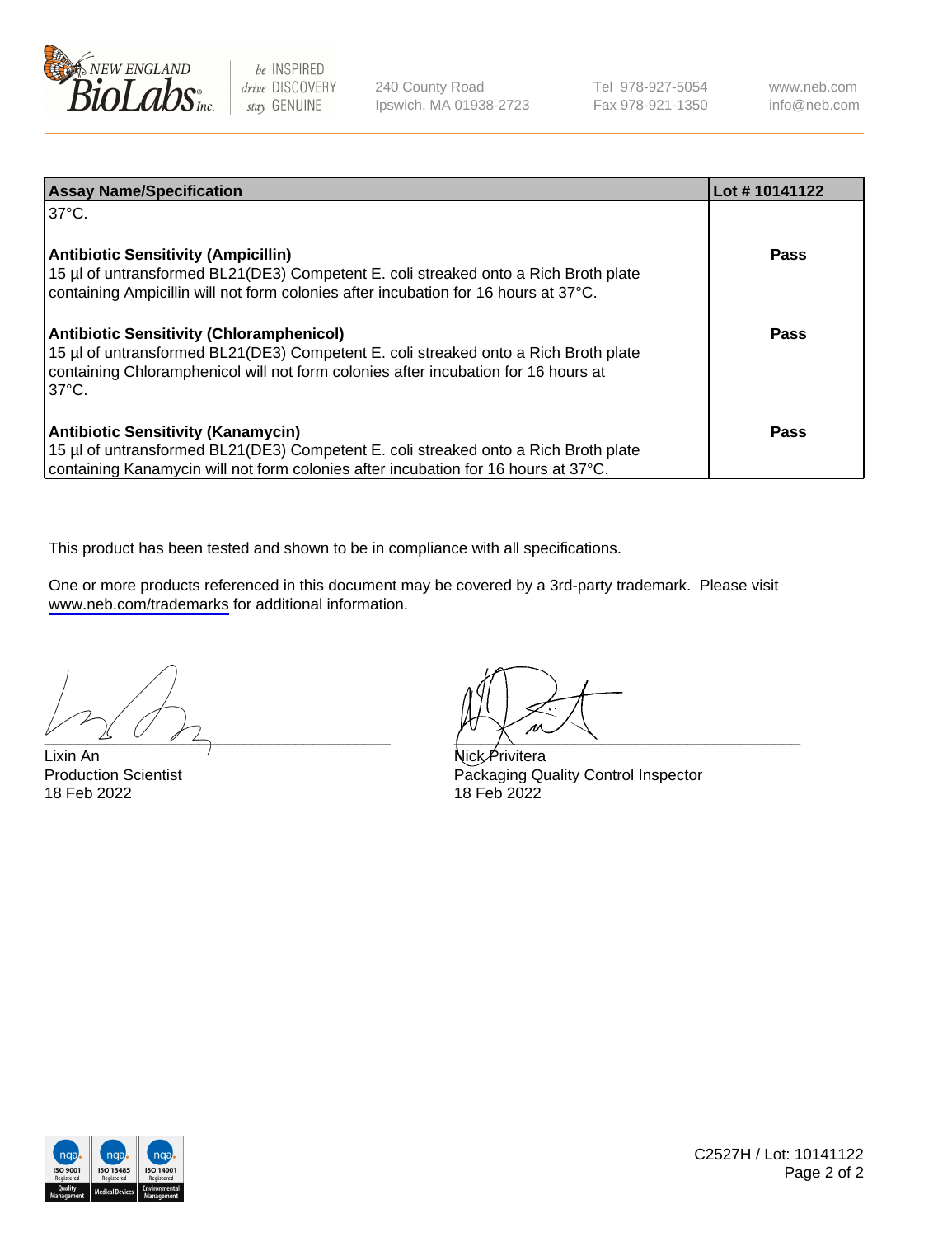| Assay Name/Specification | Lot # 10141122 |
|---|---|
| 37°C. | |
| **Antibiotic Sensitivity (Ampicillin)**<br>15 µl of untransformed BL21(DE3) Competent E. coli streaked onto a Rich Broth plate containing Ampicillin will not form colonies after incubation for 16 hours at 37°C. | **Pass** |
| **Antibiotic Sensitivity (Chloramphenicol)**<br>15 µl of untransformed BL21(DE3) Competent E. coli streaked onto a Rich Broth plate containing Chloramphenicol will not form colonies after incubation for 16 hours at 37°C. | **Pass** |
| **Antibiotic Sensitivity (Kanamycin)**<br>15 µl of untransformed BL21(DE3) Competent E. coli streaked onto a Rich Broth plate containing Kanamycin will not form colonies after incubation for 16 hours at 37°C. | **Pass** |

This product has been tested and shown to be in compliance with all specifications.

One or more products referenced in this document may be covered by a 3rd-party trademark. Please visit www.neb.com/trademarks for additional information.

Lixin An
Production Scientist
18 Feb 2022

Nick Privitera
Packaging Quality Control Inspector
18 Feb 2022

C2527H / Lot: 10141122